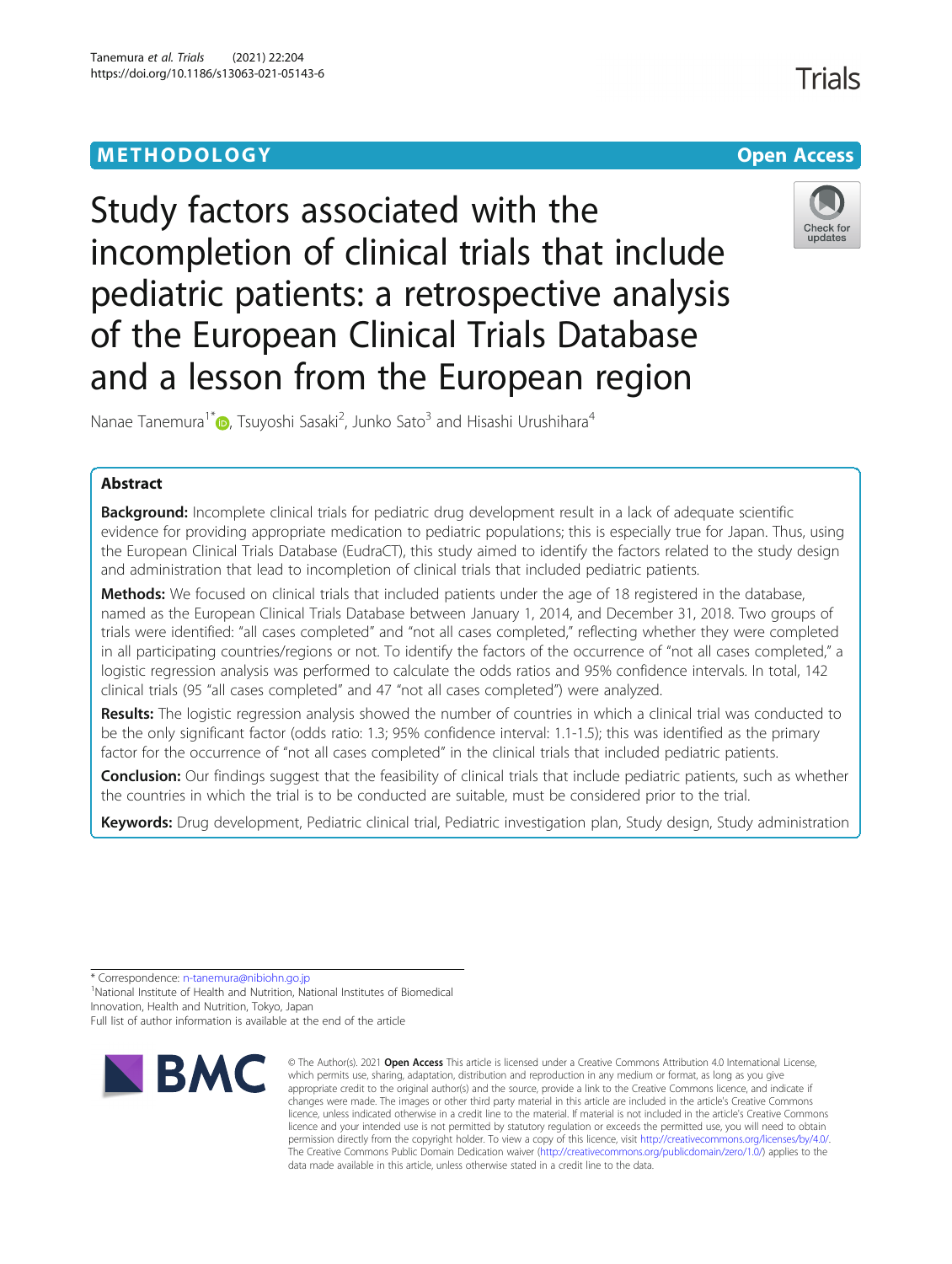METHODOLOGY

Open Access

# Study factors associated with the incompletion of clinical trials that include pediatric patients: a retrospective analysis of the European Clinical Trials Database and a lesson from the European region

Nanae Tanemura[1*], Tsuyoshi Sasaki[2], Junko Sato[3] and Hisashi Urushihara[4]

## Abstract

**Background:** Incomplete clinical trials for pediatric drug development result in a lack of adequate scientific evidence for providing appropriate medication to pediatric populations; this is especially true for Japan. Thus, using the European Clinical Trials Database (EudraCT), this study aimed to identify the factors related to the study design and administration that lead to incompletion of clinical trials that included pediatric patients.

**Methods:** We focused on clinical trials that included patients under the age of 18 registered in the database, named as the European Clinical Trials Database between January 1, 2014, and December 31, 2018. Two groups of trials were identified: "all cases completed" and "not all cases completed," reflecting whether they were completed in all participating countries/regions or not. To identify the factors of the occurrence of "not all cases completed," a logistic regression analysis was performed to calculate the odds ratios and 95% confidence intervals. In total, 142 clinical trials (95 "all cases completed" and 47 "not all cases completed") were analyzed.

**Results:** The logistic regression analysis showed the number of countries in which a clinical trial was conducted to be the only significant factor (odds ratio: 1.3; 95% confidence interval: 1.1-1.5); this was identified as the primary factor for the occurrence of "not all cases completed" in the clinical trials that included pediatric patients.

**Conclusion:** Our findings suggest that the feasibility of clinical trials that include pediatric patients, such as whether the countries in which the trial is to be conducted are suitable, must be considered prior to the trial.

**Keywords:** Drug development, Pediatric clinical trial, Pediatric investigation plan, Study design, Study administration

---

\* Correspondence: n-tanemura@nibiohn.go.jp

[1]National Institute of Health and Nutrition, National Institutes of Biomedical Innovation, Health and Nutrition, Tokyo, Japan

Full list of author information is available at the end of the article

© The Author(s). 2021 **Open Access** This article is licensed under a Creative Commons Attribution 4.0 International License, which permits use, sharing, adaptation, distribution and reproduction in any medium or format, as long as you give appropriate credit to the original author(s) and the source, provide a link to the Creative Commons licence, and indicate if changes were made. The images or other third party material in this article are included in the article's Creative Commons licence, unless indicated otherwise in a credit line to the material. If material is not included in the article's Creative Commons licence and your intended use is not permitted by statutory regulation or exceeds the permitted use, you will need to obtain permission directly from the copyright holder. To view a copy of this licence, visit http://creativecommons.org/licenses/by/4.0/. The Creative Commons Public Domain Dedication waiver (http://creativecommons.org/publicdomain/zero/1.0/) applies to the data made available in this article, unless otherwise stated in a credit line to the data.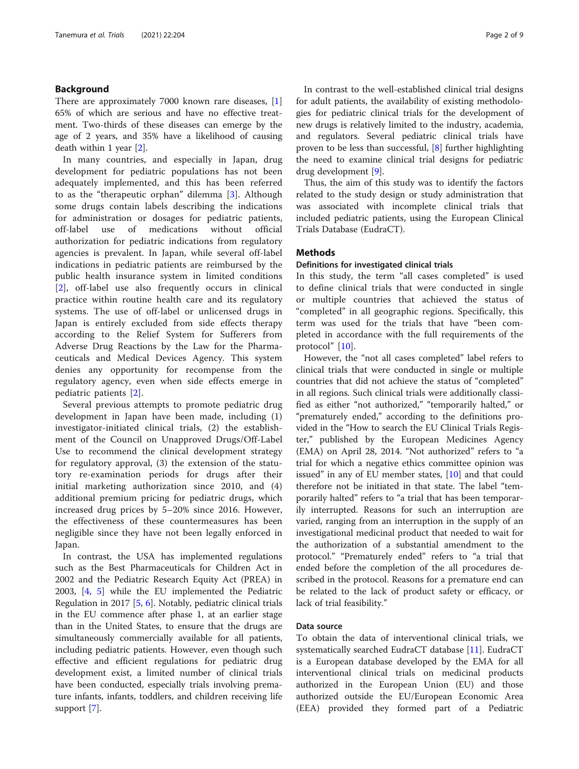## Background

There are approximately 7000 known rare diseases, [1] 65% of which are serious and have no effective treatment. Two-thirds of these diseases can emerge by the age of 2 years, and 35% have a likelihood of causing death within 1 year [2].

In many countries, and especially in Japan, drug development for pediatric populations has not been adequately implemented, and this has been referred to as the "therapeutic orphan" dilemma [3]. Although some drugs contain labels describing the indications for administration or dosages for pediatric patients, off-label use of medications without official authorization for pediatric indications from regulatory agencies is prevalent. In Japan, while several off-label indications in pediatric patients are reimbursed by the public health insurance system in limited conditions [2], off-label use also frequently occurs in clinical practice within routine health care and its regulatory systems. The use of off-label or unlicensed drugs in Japan is entirely excluded from side effects therapy according to the Relief System for Sufferers from Adverse Drug Reactions by the Law for the Pharmaceuticals and Medical Devices Agency. This system denies any opportunity for recompense from the regulatory agency, even when side effects emerge in pediatric patients [2].

Several previous attempts to promote pediatric drug development in Japan have been made, including (1) investigator-initiated clinical trials, (2) the establishment of the Council on Unapproved Drugs/Off-Label Use to recommend the clinical development strategy for regulatory approval, (3) the extension of the statutory re-examination periods for drugs after their initial marketing authorization since 2010, and (4) additional premium pricing for pediatric drugs, which increased drug prices by 5–20% since 2016. However, the effectiveness of these countermeasures has been negligible since they have not been legally enforced in Japan.

In contrast, the USA has implemented regulations such as the Best Pharmaceuticals for Children Act in 2002 and the Pediatric Research Equity Act (PREA) in 2003, [4, 5] while the EU implemented the Pediatric Regulation in 2017 [5, 6]. Notably, pediatric clinical trials in the EU commence after phase 1, at an earlier stage than in the United States, to ensure that the drugs are simultaneously commercially available for all patients, including pediatric patients. However, even though such effective and efficient regulations for pediatric drug development exist, a limited number of clinical trials have been conducted, especially trials involving premature infants, infants, toddlers, and children receiving life support [7].

In contrast to the well-established clinical trial designs for adult patients, the availability of existing methodologies for pediatric clinical trials for the development of new drugs is relatively limited to the industry, academia, and regulators. Several pediatric clinical trials have proven to be less than successful, [8] further highlighting the need to examine clinical trial designs for pediatric drug development [9].

Thus, the aim of this study was to identify the factors related to the study design or study administration that was associated with incomplete clinical trials that included pediatric patients, using the European Clinical Trials Database (EudraCT).

## Methods

### Definitions for investigated clinical trials

In this study, the term "all cases completed" is used to define clinical trials that were conducted in single or multiple countries that achieved the status of "completed" in all geographic regions. Specifically, this term was used for the trials that have "been completed in accordance with the full requirements of the protocol" [10].

However, the "not all cases completed" label refers to clinical trials that were conducted in single or multiple countries that did not achieve the status of "completed" in all regions. Such clinical trials were additionally classified as either "not authorized," "temporarily halted," or "prematurely ended," according to the definitions provided in the "How to search the EU Clinical Trials Register," published by the European Medicines Agency (EMA) on April 28, 2014. "Not authorized" refers to "a trial for which a negative ethics committee opinion was issued" in any of EU member states, [10] and that could therefore not be initiated in that state. The label "temporarily halted" refers to "a trial that has been temporarily interrupted. Reasons for such an interruption are varied, ranging from an interruption in the supply of an investigational medicinal product that needed to wait for the authorization of a substantial amendment to the protocol." "Prematurely ended" refers to "a trial that ended before the completion of the all procedures described in the protocol. Reasons for a premature end can be related to the lack of product safety or efficacy, or lack of trial feasibility."

### Data source

To obtain the data of interventional clinical trials, we systematically searched EudraCT database [11]. EudraCT is a European database developed by the EMA for all interventional clinical trials on medicinal products authorized in the European Union (EU) and those authorized outside the EU/European Economic Area (EEA) provided they formed part of a Pediatric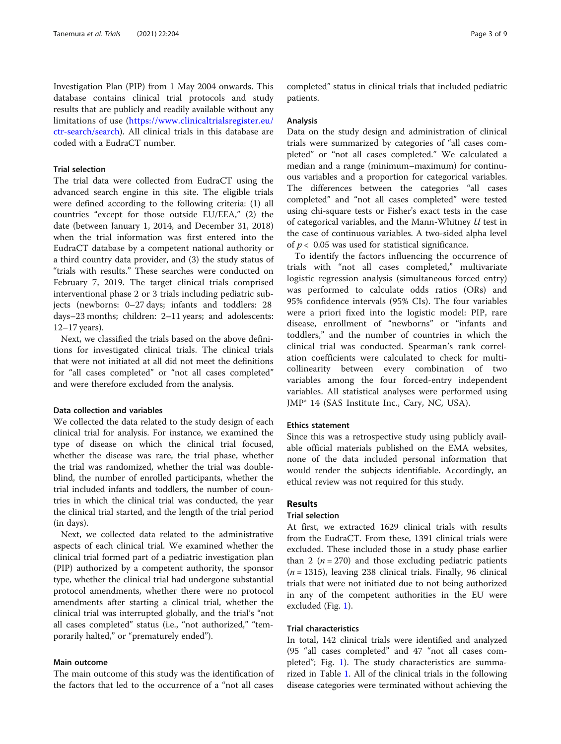Investigation Plan (PIP) from 1 May 2004 onwards. This database contains clinical trial protocols and study results that are publicly and readily available without any limitations of use (https://www.clinicaltrialsregister.eu/ctr-search/search). All clinical trials in this database are coded with a EudraCT number.

### Trial selection

The trial data were collected from EudraCT using the advanced search engine in this site. The eligible trials were defined according to the following criteria: (1) all countries "except for those outside EU/EEA," (2) the date (between January 1, 2014, and December 31, 2018) when the trial information was first entered into the EudraCT database by a competent national authority or a third country data provider, and (3) the study status of "trials with results." These searches were conducted on February 7, 2019. The target clinical trials comprised interventional phase 2 or 3 trials including pediatric subjects (newborns: 0–27 days; infants and toddlers: 28 days–23 months; children: 2–11 years; and adolescents: 12–17 years).

Next, we classified the trials based on the above definitions for investigated clinical trials. The clinical trials that were not initiated at all did not meet the definitions for "all cases completed" or "not all cases completed" and were therefore excluded from the analysis.

### Data collection and variables

We collected the data related to the study design of each clinical trial for analysis. For instance, we examined the type of disease on which the clinical trial focused, whether the disease was rare, the trial phase, whether the trial was randomized, whether the trial was double-blind, the number of enrolled participants, whether the trial included infants and toddlers, the number of countries in which the clinical trial was conducted, the year the clinical trial started, and the length of the trial period (in days).

Next, we collected data related to the administrative aspects of each clinical trial. We examined whether the clinical trial formed part of a pediatric investigation plan (PIP) authorized by a competent authority, the sponsor type, whether the clinical trial had undergone substantial protocol amendments, whether there were no protocol amendments after starting a clinical trial, whether the clinical trial was interrupted globally, and the trial's "not all cases completed" status (i.e., "not authorized," "temporarily halted," or "prematurely ended").

### Main outcome

The main outcome of this study was the identification of the factors that led to the occurrence of a "not all cases completed" status in clinical trials that included pediatric patients.

### Analysis

Data on the study design and administration of clinical trials were summarized by categories of "all cases completed" or "not all cases completed." We calculated a median and a range (minimum–maximum) for continuous variables and a proportion for categorical variables. The differences between the categories "all cases completed" and "not all cases completed" were tested using chi-square tests or Fisher's exact tests in the case of categorical variables, and the Mann-Whitney *U* test in the case of continuous variables. A two-sided alpha level of $p < 0.05$ was used for statistical significance.

To identify the factors influencing the occurrence of trials with "not all cases completed," multivariate logistic regression analysis (simultaneous forced entry) was performed to calculate odds ratios (ORs) and 95% confidence intervals (95% CIs). The four variables were a priori fixed into the logistic model: PIP, rare disease, enrollment of "newborns" or "infants and toddlers," and the number of countries in which the clinical trial was conducted. Spearman's rank correlation coefficients were calculated to check for multicollinearity between every combination of two variables among the four forced-entry independent variables. All statistical analyses were performed using JMP® 14 (SAS Institute Inc., Cary, NC, USA).

### Ethics statement

Since this was a retrospective study using publicly available official materials published on the EMA websites, none of the data included personal information that would render the subjects identifiable. Accordingly, an ethical review was not required for this study.

## Results

### Trial selection

At first, we extracted 1629 clinical trials with results from the EudraCT. From these, 1391 clinical trials were excluded. These included those in a study phase earlier than 2 ($n = 270$) and those excluding pediatric patients ($n = 1315$), leaving 238 clinical trials. Finally, 96 clinical trials that were not initiated due to not being authorized in any of the competent authorities in the EU were excluded (Fig. 1).

### Trial characteristics

In total, 142 clinical trials were identified and analyzed (95 "all cases completed" and 47 "not all cases completed"; Fig. 1). The study characteristics are summarized in Table 1. All of the clinical trials in the following disease categories were terminated without achieving the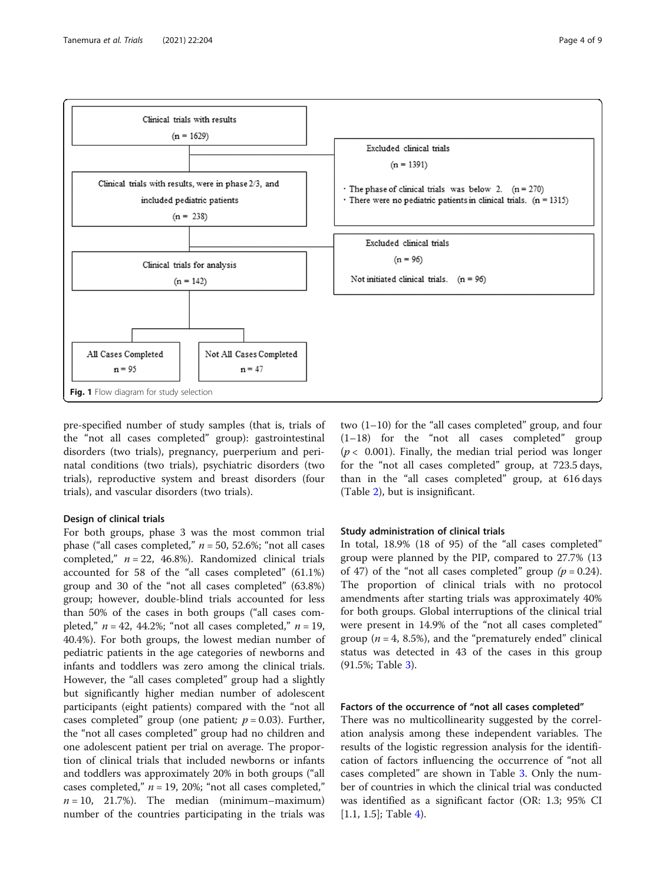Clinical trials with results
(n = 1629)

Excluded clinical trials
(n = 1391)

- The phase of clinical trials was below 2. (n = 270)
- There were no pediatric patients in clinical trials. (n = 1315)

Clinical trials with results, were in phase 2/3, and included pediatric patients
(n = 238)

Excluded clinical trials
(n = 96)

Not initiated clinical trials. (n = 96)

Clinical trials for analysis
(n = 142)

All Cases Completed
n = 95

Not All Cases Completed
n = 47

**Fig. 1** Flow diagram for study selection

pre-specified number of study samples (that is, trials of the "not all cases completed" group): gastrointestinal disorders (two trials), pregnancy, puerperium and perinatal conditions (two trials), psychiatric disorders (two trials), reproductive system and breast disorders (four trials), and vascular disorders (two trials).

### Design of clinical trials

For both groups, phase 3 was the most common trial phase ("all cases completed," $n = 50$, 52.6%; "not all cases completed," $n = 22$, 46.8%). Randomized clinical trials accounted for 58 of the "all cases completed" (61.1%) group and 30 of the "not all cases completed" (63.8%) group; however, double-blind trials accounted for less than 50% of the cases in both groups ("all cases completed," $n = 42$, 44.2%; "not all cases completed," $n = 19$, 40.4%). For both groups, the lowest median number of pediatric patients in the age categories of newborns and infants and toddlers was zero among the clinical trials. However, the "all cases completed" group had a slightly but significantly higher median number of adolescent participants (eight patients) compared with the "not all cases completed" group (one patient; $p = 0.03$). Further, the "not all cases completed" group had no children and one adolescent patient per trial on average. The proportion of clinical trials that included newborns or infants and toddlers was approximately 20% in both groups ("all cases completed," $n = 19$, 20%; "not all cases completed," $n = 10$, 21.7%). The median (minimum–maximum) number of the countries participating in the trials was two (1–10) for the "all cases completed" group, and four (1–18) for the "not all cases completed" group ($p < 0.001$). Finally, the median trial period was longer for the "not all cases completed" group, at 723.5 days, than in the "all cases completed" group, at 616 days (Table 2), but is insignificant.

### Study administration of clinical trials

In total, 18.9% (18 of 95) of the "all cases completed" group were planned by the PIP, compared to 27.7% (13 of 47) of the "not all cases completed" group ($p = 0.24$). The proportion of clinical trials with no protocol amendments after starting trials was approximately 40% for both groups. Global interruptions of the clinical trial were present in 14.9% of the "not all cases completed" group ($n = 4$, 8.5%), and the "prematurely ended" clinical status was detected in 43 of the cases in this group (91.5%; Table 3).

### Factors of the occurrence of "not all cases completed"

There was no multicollinearity suggested by the correlation analysis among these independent variables. The results of the logistic regression analysis for the identification of factors influencing the occurrence of "not all cases completed" are shown in Table 3. Only the number of countries in which the clinical trial was conducted was identified as a significant factor (OR: 1.3; 95% CI [1.1, 1.5]; Table 4).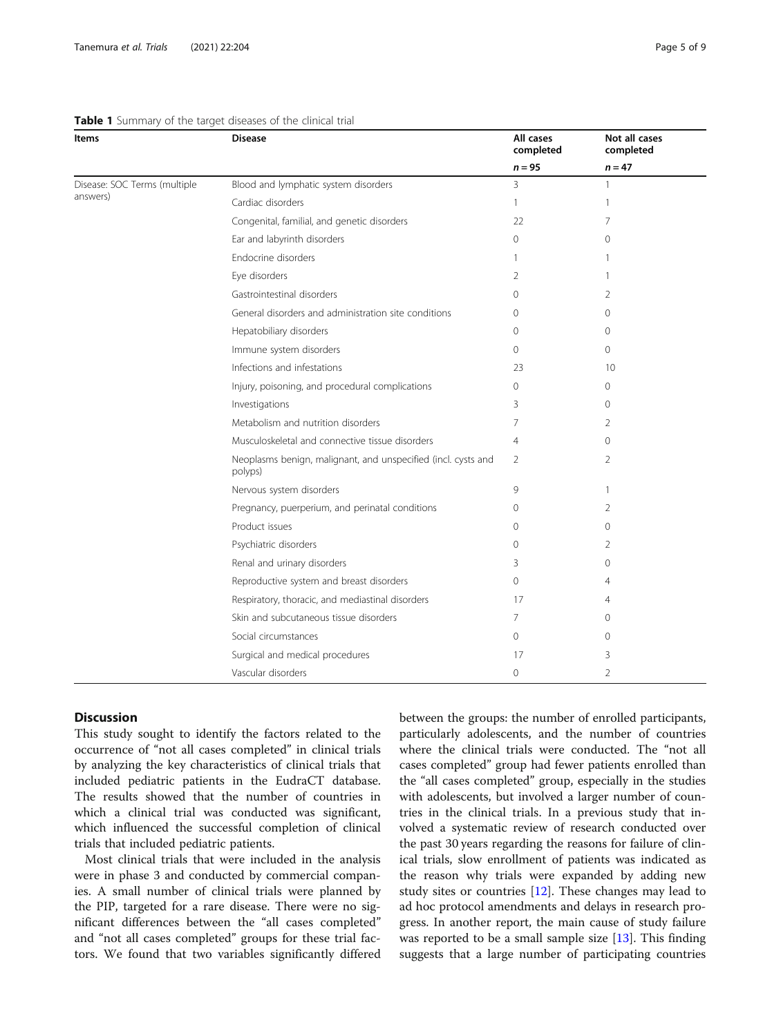**Table 1** Summary of the target diseases of the clinical trial

| Items | Disease | All cases completed | Not all cases completed |
|---|---|---|---|
| | | $n = 95$ | $n = 47$ |
| Disease: SOC Terms (multiple answers) | Blood and lymphatic system disorders | 3 | 1 |
| | Cardiac disorders | 1 | 1 |
| | Congenital, familial, and genetic disorders | 22 | 7 |
| | Ear and labyrinth disorders | 0 | 0 |
| | Endocrine disorders | 1 | 1 |
| | Eye disorders | 2 | 1 |
| | Gastrointestinal disorders | 0 | 2 |
| | General disorders and administration site conditions | 0 | 0 |
| | Hepatobiliary disorders | 0 | 0 |
| | Immune system disorders | 0 | 0 |
| | Infections and infestations | 23 | 10 |
| | Injury, poisoning, and procedural complications | 0 | 0 |
| | Investigations | 3 | 0 |
| | Metabolism and nutrition disorders | 7 | 2 |
| | Musculoskeletal and connective tissue disorders | 4 | 0 |
| | Neoplasms benign, malignant, and unspecified (incl. cysts and polyps) | 2 | 2 |
| | Nervous system disorders | 9 | 1 |
| | Pregnancy, puerperium, and perinatal conditions | 0 | 2 |
| | Product issues | 0 | 0 |
| | Psychiatric disorders | 0 | 2 |
| | Renal and urinary disorders | 3 | 0 |
| | Reproductive system and breast disorders | 0 | 4 |
| | Respiratory, thoracic, and mediastinal disorders | 17 | 4 |
| | Skin and subcutaneous tissue disorders | 7 | 0 |
| | Social circumstances | 0 | 0 |
| | Surgical and medical procedures | 17 | 3 |
| | Vascular disorders | 0 | 2 |

## Discussion

This study sought to identify the factors related to the occurrence of "not all cases completed" in clinical trials by analyzing the key characteristics of clinical trials that included pediatric patients in the EudraCT database. The results showed that the number of countries in which a clinical trial was conducted was significant, which influenced the successful completion of clinical trials that included pediatric patients.

Most clinical trials that were included in the analysis were in phase 3 and conducted by commercial companies. A small number of clinical trials were planned by the PIP, targeted for a rare disease. There were no significant differences between the "all cases completed" and "not all cases completed" groups for these trial factors. We found that two variables significantly differed between the groups: the number of enrolled participants, particularly adolescents, and the number of countries where the clinical trials were conducted. The "not all cases completed" group had fewer patients enrolled than the "all cases completed" group, especially in the studies with adolescents, but involved a larger number of countries in the clinical trials. In a previous study that involved a systematic review of research conducted over the past 30 years regarding the reasons for failure of clinical trials, slow enrollment of patients was indicated as the reason why trials were expanded by adding new study sites or countries [12]. These changes may lead to ad hoc protocol amendments and delays in research progress. In another report, the main cause of study failure was reported to be a small sample size [13]. This finding suggests that a large number of participating countries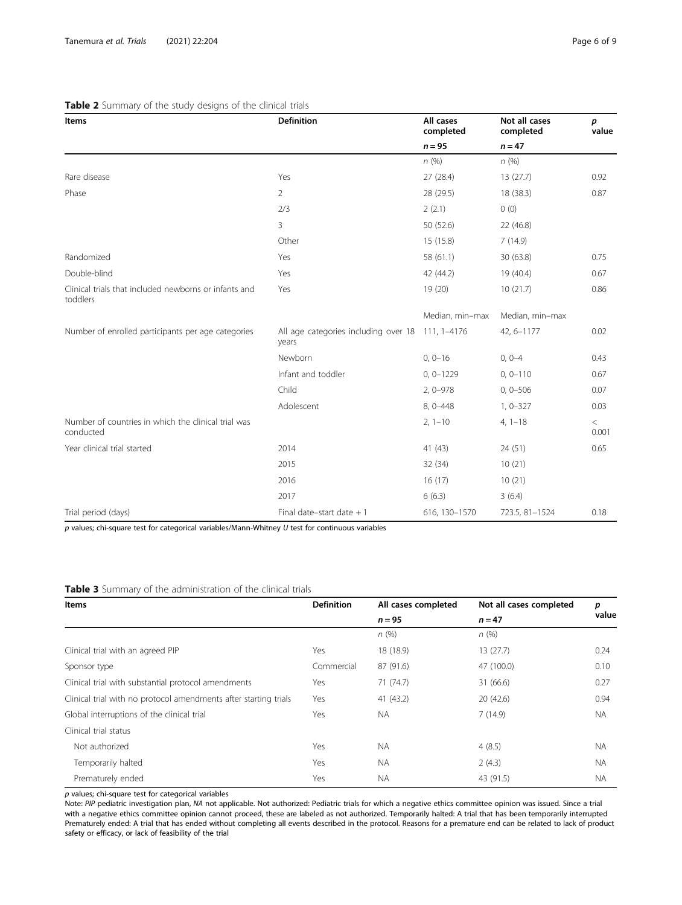**Table 2** Summary of the study designs of the clinical trials

| Items | Definition | All cases completed | Not all cases completed | *p* value |
|---|---|---|---|---|
| | | *n* = 95 | *n* = 47 | |
| | | *n* (%) | *n* (%) | |
| Rare disease | Yes | 27 (28.4) | 13 (27.7) | 0.92 |
| Phase | 2 | 28 (29.5) | 18 (38.3) | 0.87 |
| | 2/3 | 2 (2.1) | 0 (0) | |
| | 3 | 50 (52.6) | 22 (46.8) | |
| | Other | 15 (15.8) | 7 (14.9) | |
| Randomized | Yes | 58 (61.1) | 30 (63.8) | 0.75 |
| Double-blind | Yes | 42 (44.2) | 19 (40.4) | 0.67 |
| Clinical trials that included newborns or infants and toddlers | Yes | 19 (20) | 10 (21.7) | 0.86 |
| | | Median, min–max | Median, min–max | |
| Number of enrolled participants per age categories | All age categories including over 18 years | 111, 1–4176 | 42, 6–1177 | 0.02 |
| | Newborn | 0, 0–16 | 0, 0–4 | 0.43 |
| | Infant and toddler | 0, 0–1229 | 0, 0–110 | 0.67 |
| | Child | 2, 0–978 | 0, 0–506 | 0.07 |
| | Adolescent | 8, 0–448 | 1, 0–327 | 0.03 |
| Number of countries in which the clinical trial was conducted | | 2, 1–10 | 4, 1–18 | < 0.001 |
| Year clinical trial started | 2014 | 41 (43) | 24 (51) | 0.65 |
| | 2015 | 32 (34) | 10 (21) | |
| | 2016 | 16 (17) | 10 (21) | |
| | 2017 | 6 (6.3) | 3 (6.4) | |
| Trial period (days) | Final date–start date + 1 | 616, 130–1570 | 723.5, 81–1524 | 0.18 |

*p* values; chi-square test for categorical variables/Mann-Whitney *U* test for continuous variables

**Table 3** Summary of the administration of the clinical trials

| Items | Definition | All cases completed | Not all cases completed | *p* value |
|---|---|---|---|---|
| | | *n* = 95 | *n* = 47 | |
| | | *n* (%) | *n* (%) | |
| Clinical trial with an agreed PIP | Yes | 18 (18.9) | 13 (27.7) | 0.24 |
| Sponsor type | Commercial | 87 (91.6) | 47 (100.0) | 0.10 |
| Clinical trial with substantial protocol amendments | Yes | 71 (74.7) | 31 (66.6) | 0.27 |
| Clinical trial with no protocol amendments after starting trials | Yes | 41 (43.2) | 20 (42.6) | 0.94 |
| Global interruptions of the clinical trial | Yes | NA | 7 (14.9) | NA |
| Clinical trial status | | | | |
| Not authorized | Yes | NA | 4 (8.5) | NA |
| Temporarily halted | Yes | NA | 2 (4.3) | NA |
| Prematurely ended | Yes | NA | 43 (91.5) | NA |

*p* values; chi-square test for categorical variables

Note: *PIP* pediatric investigation plan, *NA* not applicable. Not authorized: Pediatric trials for which a negative ethics committee opinion was issued. Since a trial with a negative ethics committee opinion cannot proceed, these are labeled as not authorized. Temporarily halted: A trial that has been temporarily interrupted Prematurely ended: A trial that has ended without completing all events described in the protocol. Reasons for a premature end can be related to lack of product safety or efficacy, or lack of feasibility of the trial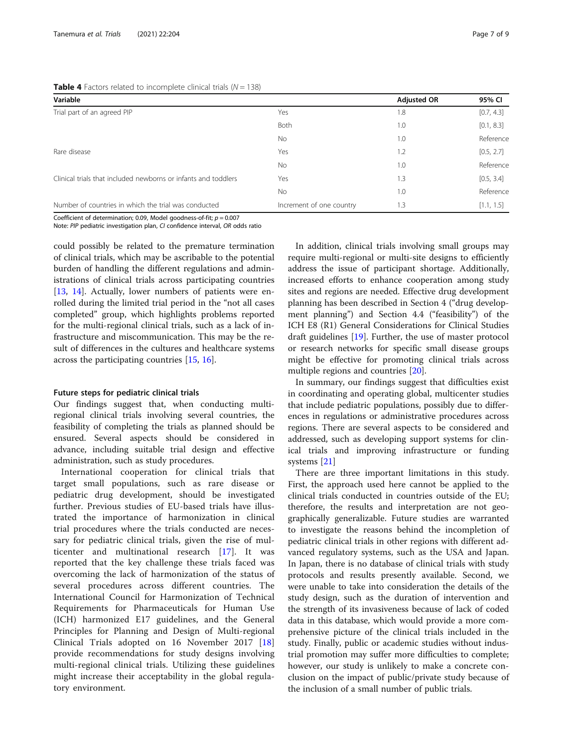**Table 4** Factors related to incomplete clinical trials ($N = 138$)

| Variable | | Adjusted OR | 95% CI |
|---|---|---|---|
| Trial part of an agreed PIP | Yes | 1.8 | [0.7, 4.3] |
| | Both | 1.0 | [0.1, 8.3] |
| | No | 1.0 | Reference |
| Rare disease | Yes | 1.2 | [0.5, 2.7] |
| | No | 1.0 | Reference |
| Clinical trials that included newborns or infants and toddlers | Yes | 1.3 | [0.5, 3.4] |
| | No | 1.0 | Reference |
| Number of countries in which the trial was conducted | Increment of one country | 1.3 | [1.1, 1.5] |

Coefficient of determination; 0.09, Model goodness-of-fit; $p = 0.007$
Note: *PIP* pediatric investigation plan, *CI* confidence interval, *OR* odds ratio

could possibly be related to the premature termination of clinical trials, which may be ascribable to the potential burden of handling the different regulations and administrations of clinical trials across participating countries [13, 14]. Actually, lower numbers of patients were enrolled during the limited trial period in the "not all cases completed" group, which highlights problems reported for the multi-regional clinical trials, such as a lack of infrastructure and miscommunication. This may be the result of differences in the cultures and healthcare systems across the participating countries [15, 16].

#### Future steps for pediatric clinical trials

Our findings suggest that, when conducting multi-regional clinical trials involving several countries, the feasibility of completing the trials as planned should be ensured. Several aspects should be considered in advance, including suitable trial design and effective administration, such as study procedures.

International cooperation for clinical trials that target small populations, such as rare disease or pediatric drug development, should be investigated further. Previous studies of EU-based trials have illustrated the importance of harmonization in clinical trial procedures where the trials conducted are necessary for pediatric clinical trials, given the rise of multicenter and multinational research [17]. It was reported that the key challenge these trials faced was overcoming the lack of harmonization of the status of several procedures across different countries. The International Council for Harmonization of Technical Requirements for Pharmaceuticals for Human Use (ICH) harmonized E17 guidelines, and the General Principles for Planning and Design of Multi-regional Clinical Trials adopted on 16 November 2017 [18] provide recommendations for study designs involving multi-regional clinical trials. Utilizing these guidelines might increase their acceptability in the global regulatory environment.

In addition, clinical trials involving small groups may require multi-regional or multi-site designs to efficiently address the issue of participant shortage. Additionally, increased efforts to enhance cooperation among study sites and regions are needed. Effective drug development planning has been described in Section 4 ("drug development planning") and Section 4.4 ("feasibility") of the ICH E8 (R1) General Considerations for Clinical Studies draft guidelines [19]. Further, the use of master protocol or research networks for specific small disease groups might be effective for promoting clinical trials across multiple regions and countries [20].

In summary, our findings suggest that difficulties exist in coordinating and operating global, multicenter studies that include pediatric populations, possibly due to differences in regulations or administrative procedures across regions. There are several aspects to be considered and addressed, such as developing support systems for clinical trials and improving infrastructure or funding systems [21]

There are three important limitations in this study. First, the approach used here cannot be applied to the clinical trials conducted in countries outside of the EU; therefore, the results and interpretation are not geographically generalizable. Future studies are warranted to investigate the reasons behind the incompletion of pediatric clinical trials in other regions with different advanced regulatory systems, such as the USA and Japan. In Japan, there is no database of clinical trials with study protocols and results presently available. Second, we were unable to take into consideration the details of the study design, such as the duration of intervention and the strength of its invasiveness because of lack of coded data in this database, which would provide a more comprehensive picture of the clinical trials included in the study. Finally, public or academic studies without industrial promotion may suffer more difficulties to complete; however, our study is unlikely to make a concrete conclusion on the impact of public/private study because of the inclusion of a small number of public trials.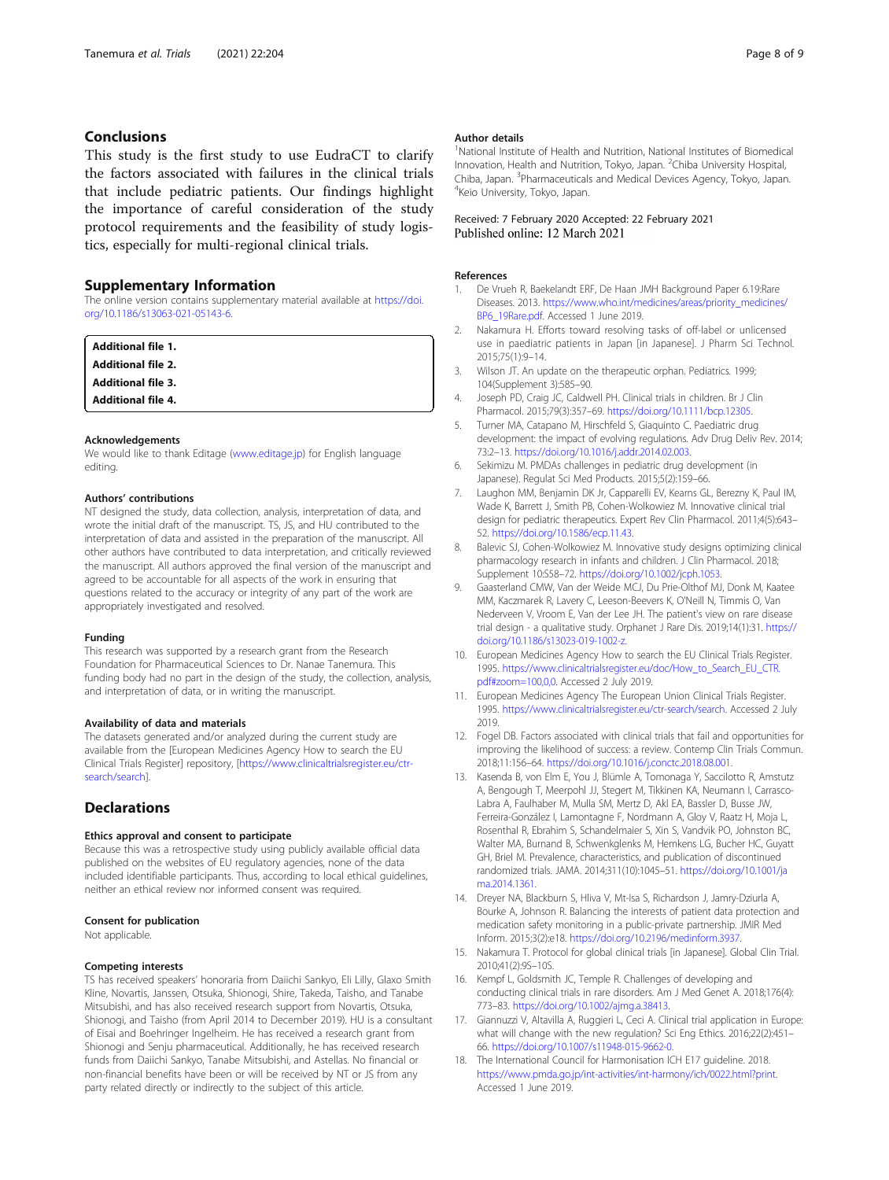## Conclusions

This study is the first study to use EudraCT to clarify the factors associated with failures in the clinical trials that include pediatric patients. Our findings highlight the importance of careful consideration of the study protocol requirements and the feasibility of study logistics, especially for multi-regional clinical trials.

## Supplementary Information

The online version contains supplementary material available at https://doi.org/10.1186/s13063-021-05143-6.

**Additional file 1.**
**Additional file 2.**
**Additional file 3.**
**Additional file 4.**

### Acknowledgements

We would like to thank Editage (www.editage.jp) for English language editing.

### Authors' contributions

NT designed the study, data collection, analysis, interpretation of data, and wrote the initial draft of the manuscript. TS, JS, and HU contributed to the interpretation of data and assisted in the preparation of the manuscript. All other authors have contributed to data interpretation, and critically reviewed the manuscript. All authors approved the final version of the manuscript and agreed to be accountable for all aspects of the work in ensuring that questions related to the accuracy or integrity of any part of the work are appropriately investigated and resolved.

### Funding

This research was supported by a research grant from the Research Foundation for Pharmaceutical Sciences to Dr. Nanae Tanemura. This funding body had no part in the design of the study, the collection, analysis, and interpretation of data, or in writing the manuscript.

### Availability of data and materials

The datasets generated and/or analyzed during the current study are available from the [European Medicines Agency How to search the EU Clinical Trials Register] repository, [https://www.clinicaltrialsregister.eu/ctr-search/search].

## Declarations

### Ethics approval and consent to participate

Because this was a retrospective study using publicly available official data published on the websites of EU regulatory agencies, none of the data included identifiable participants. Thus, according to local ethical guidelines, neither an ethical review nor informed consent was required.

### Consent for publication

Not applicable.

### Competing interests

TS has received speakers' honoraria from Daiichi Sankyo, Eli Lilly, Glaxo Smith Kline, Novartis, Janssen, Otsuka, Shionogi, Shire, Takeda, Taisho, and Tanabe Mitsubishi, and has also received research support from Novartis, Otsuka, Shionogi, and Taisho (from April 2014 to December 2019). HU is a consultant of Eisai and Boehringer Ingelheim. He has received a research grant from Shionogi and Senju pharmaceutical. Additionally, he has received research funds from Daiichi Sankyo, Tanabe Mitsubishi, and Astellas. No financial or non-financial benefits have been or will be received by NT or JS from any party related directly or indirectly to the subject of this article.

### Author details

[1]National Institute of Health and Nutrition, National Institutes of Biomedical Innovation, Health and Nutrition, Tokyo, Japan. [2]Chiba University Hospital, Chiba, Japan. [3]Pharmaceuticals and Medical Devices Agency, Tokyo, Japan. [4]Keio University, Tokyo, Japan.

Received: 7 February 2020 Accepted: 22 February 2021
Published online: 12 March 2021

### References

1. De Vrueh R, Baekelandt ERF, De Haan JMH Background Paper 6.19:Rare Diseases. 2013. https://www.who.int/medicines/areas/priority_medicines/BP6_19Rare.pdf. Accessed 1 June 2019.
2. Nakamura H. Efforts toward resolving tasks of off-label or unlicensed use in paediatric patients in Japan [in Japanese]. J Pharm Sci Technol. 2015;75(1):9–14.
3. Wilson JT. An update on the therapeutic orphan. Pediatrics. 1999; 104(Supplement 3):585–90.
4. Joseph PD, Craig JC, Caldwell PH. Clinical trials in children. Br J Clin Pharmacol. 2015;79(3):357–69. https://doi.org/10.1111/bcp.12305.
5. Turner MA, Catapano M, Hirschfeld S, Giaquinto C. Paediatric drug development: the impact of evolving regulations. Adv Drug Deliv Rev. 2014; 73:2–13. https://doi.org/10.1016/j.addr.2014.02.003.
6. Sekimizu M. PMDAs challenges in pediatric drug development (in Japanese). Regulat Sci Med Products. 2015;5(2):159–66.
7. Laughon MM, Benjamin DK Jr, Capparelli EV, Kearns GL, Berezny K, Paul IM, Wade K, Barrett J, Smith PB, Cohen-Wolkowiez M. Innovative clinical trial design for pediatric therapeutics. Expert Rev Clin Pharmacol. 2011;4(5):643–52. https://doi.org/10.1586/ecp.11.43.
8. Balevic SJ, Cohen-Wolkowiez M. Innovative study designs optimizing clinical pharmacology research in infants and children. J Clin Pharmacol. 2018; Supplement 10:S58–72. https://doi.org/10.1002/jcph.1053.
9. Gaasterland CMW, Van der Weide MCJ, Du Prie-Olthof MJ, Donk M, Kaatee MM, Kaczmarek R, Lavery C, Leeson-Beevers K, O'Neill N, Timmis O, Van Nederveen V, Vroom E, Van der Lee JH. The patient's view on rare disease trial design - a qualitative study. Orphanet J Rare Dis. 2019;14(1):31. https://doi.org/10.1186/s13023-019-1002-z.
10. European Medicines Agency How to search the EU Clinical Trials Register. 1995. https://www.clinicaltrialsregister.eu/doc/How_to_Search_EU_CTR.pdf#zoom=100,0,0. Accessed 2 July 2019.
11. European Medicines Agency The European Union Clinical Trials Register. 1995. https://www.clinicaltrialsregister.eu/ctr-search/search. Accessed 2 July 2019.
12. Fogel DB. Factors associated with clinical trials that fail and opportunities for improving the likelihood of success: a review. Contemp Clin Trials Commun. 2018;11:156–64. https://doi.org/10.1016/j.conctc.2018.08.001.
13. Kasenda B, von Elm E, You J, Blümle A, Tomonaga Y, Saccilotto R, Amstutz A, Bengough T, Meerpohl JJ, Stegert M, Tikkinen KA, Neumann I, Carrasco-Labra A, Faulhaber M, Mulla SM, Mertz D, Akl EA, Bassler D, Busse JW, Ferreira-González I, Lamontagne F, Nordmann A, Gloy V, Raatz H, Moja L, Rosenthal R, Ebrahim S, Schandelmaier S, Xin S, Vandvik PO, Johnston BC, Walter MA, Burnand B, Schwenkglenks M, Hemkens LG, Bucher HC, Guyatt GH, Briel M. Prevalence, characteristics, and publication of discontinued randomized trials. JAMA. 2014;311(10):1045–51. https://doi.org/10.1001/jama.2014.1361.
14. Dreyer NA, Blackburn S, Hliva V, Mt-Isa S, Richardson J, Jamry-Dziurla A, Bourke A, Johnson R. Balancing the interests of patient data protection and medication safety monitoring in a public-private partnership. JMIR Med Inform. 2015;3(2):e18. https://doi.org/10.2196/medinform.3937.
15. Nakamura T. Protocol for global clinical trials [in Japanese]. Global Clin Trial. 2010;41(2):95–105.
16. Kempf L, Goldsmith JC, Temple R. Challenges of developing and conducting clinical trials in rare disorders. Am J Med Genet A. 2018;176(4): 773–83. https://doi.org/10.1002/ajmg.a.38413.
17. Giannuzzi V, Altavilla A, Ruggieri L, Ceci A. Clinical trial application in Europe: what will change with the new regulation? Sci Eng Ethics. 2016;22(2):451–66. https://doi.org/10.1007/s11948-015-9662-0.
18. The International Council for Harmonisation ICH E17 guideline. 2018. https://www.pmda.go.jp/int-activities/int-harmony/ich/0022.html?print. Accessed 1 June 2019.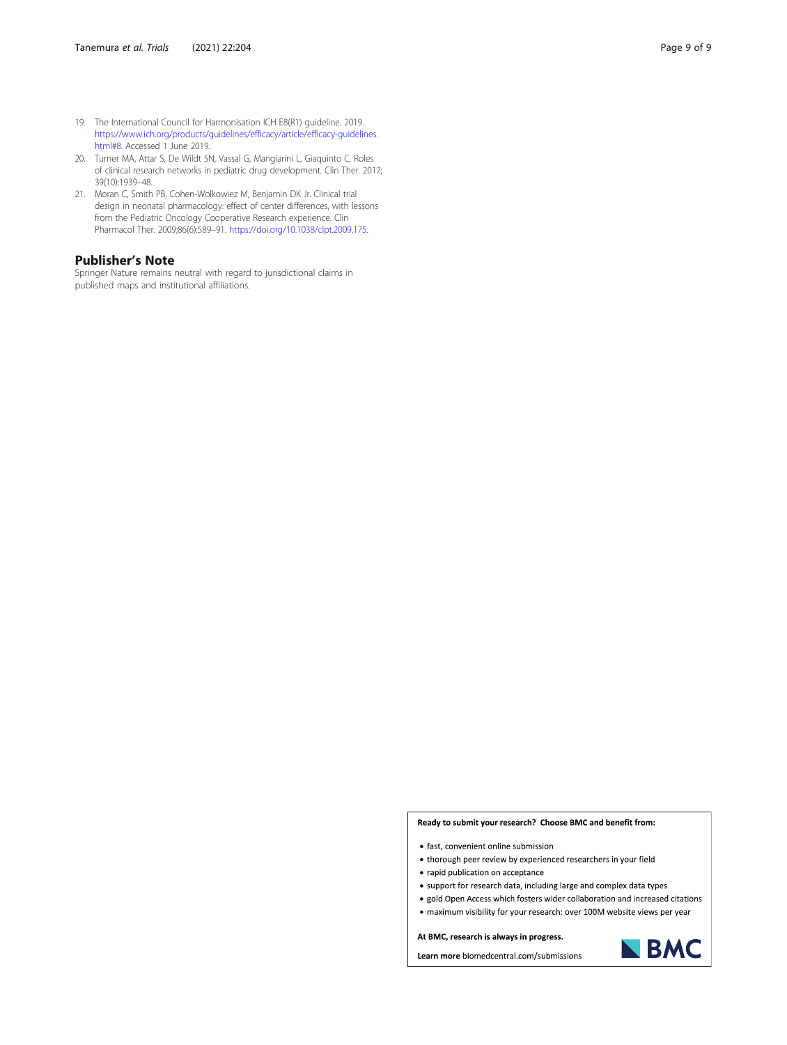19. The International Council for Harmonisation ICH E8(R1) guideline. 2019. https://www.ich.org/products/guidelines/efficacy/article/efficacy-guidelines.html#8. Accessed 1 June 2019.
20. Turner MA, Attar S, De Wildt SN, Vassal G, Mangiarini L, Giaquinto C. Roles of clinical research networks in pediatric drug development. Clin Ther. 2017; 39(10):1939–48.
21. Moran C, Smith PB, Cohen-Wolkowiez M, Benjamin DK Jr. Clinical trial design in neonatal pharmacology: effect of center differences, with lessons from the Pediatric Oncology Cooperative Research experience. Clin Pharmacol Ther. 2009;86(6):589–91. https://doi.org/10.1038/clpt.2009.175.

## Publisher's Note

Springer Nature remains neutral with regard to jurisdictional claims in published maps and institutional affiliations.

**Ready to submit your research? Choose BMC and benefit from:**

- fast, convenient online submission
- thorough peer review by experienced researchers in your field
- rapid publication on acceptance
- support for research data, including large and complex data types
- gold Open Access which fosters wider collaboration and increased citations
- maximum visibility for your research: over 100M website views per year

**At BMC, research is always in progress.**

**Learn more** biomedcentral.com/submissions

BMC